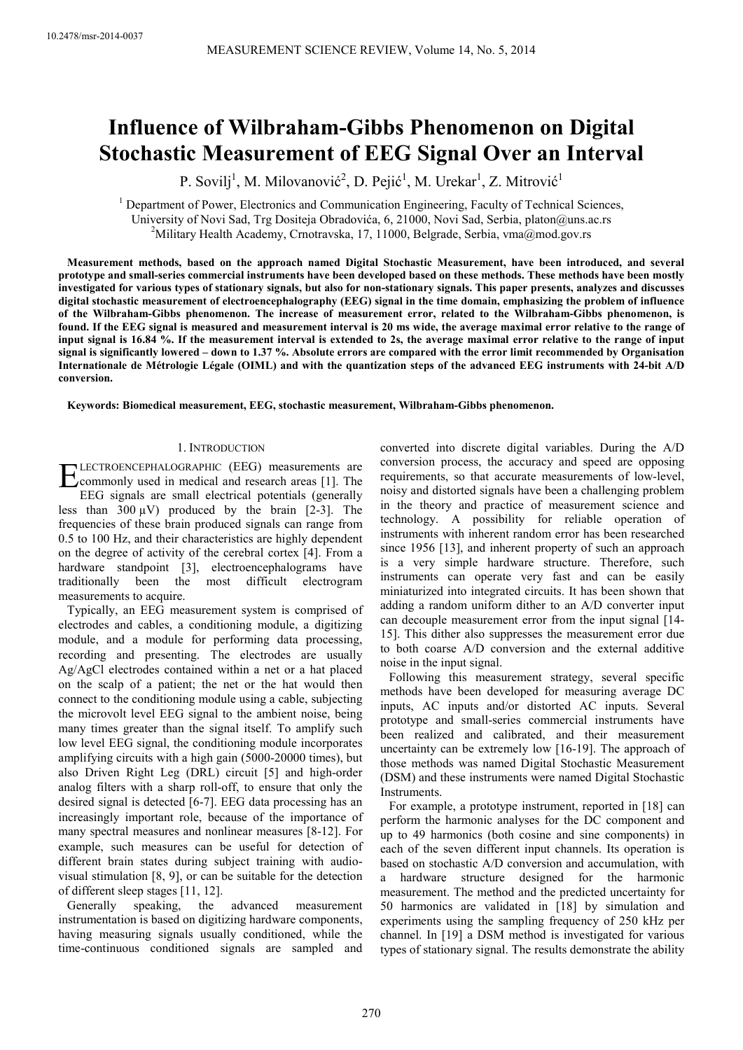# Influence of Wilbraham-Gibbs Phenomenon on Digital Stochastic Measurement of EEG Signal Over an Interval

P. Sovilj[1], M. Milovanović[2], D. Pejić[1], M. Urekar[1], Z. Mitrović[1]

[1] Department of Power, Electronics and Communication Engineering, Faculty of Technical Sciences, University of Novi Sad, Trg Dositeja Obradovića, 6, 21000, Novi Sad, Serbia, platon@uns.ac.rs

[2] Military Health Academy, Crnotravska, 17, 11000, Belgrade, Serbia, vma@mod.gov.rs

**Measurement methods, based on the approach named Digital Stochastic Measurement, have been introduced, and several prototype and small-series commercial instruments have been developed based on these methods. These methods have been mostly investigated for various types of stationary signals, but also for non-stationary signals. This paper presents, analyzes and discusses digital stochastic measurement of electroencephalography (EEG) signal in the time domain, emphasizing the problem of influence of the Wilbraham-Gibbs phenomenon. The increase of measurement error, related to the Wilbraham-Gibbs phenomenon, is found. If the EEG signal is measured and measurement interval is 20 ms wide, the average maximal error relative to the range of input signal is 16.84 %. If the measurement interval is extended to 2s, the average maximal error relative to the range of input signal is significantly lowered – down to 1.37 %. Absolute errors are compared with the error limit recommended by Organisation Internationale de Métrologie Légale (OIML) and with the quantization steps of the advanced EEG instruments with 24-bit A/D conversion.**

**Keywords: Biomedical measurement, EEG, stochastic measurement, Wilbraham-Gibbs phenomenon.**

## 1. Introduction

Electroencephalographic (EEG) measurements are commonly used in medical and research areas [1]. The EEG signals are small electrical potentials (generally less than 300 µV) produced by the brain [2-3]. The frequencies of these brain produced signals can range from 0.5 to 100 Hz, and their characteristics are highly dependent on the degree of activity of the cerebral cortex [4]. From a hardware standpoint [3], electroencephalograms have traditionally been the most difficult electrogram measurements to acquire.

Typically, an EEG measurement system is comprised of electrodes and cables, a conditioning module, a digitizing module, and a module for performing data processing, recording and presenting. The electrodes are usually Ag/AgCl electrodes contained within a net or a hat placed on the scalp of a patient; the net or the hat would then connect to the conditioning module using a cable, subjecting the microvolt level EEG signal to the ambient noise, being many times greater than the signal itself. To amplify such low level EEG signal, the conditioning module incorporates amplifying circuits with a high gain (5000-20000 times), but also Driven Right Leg (DRL) circuit [5] and high-order analog filters with a sharp roll-off, to ensure that only the desired signal is detected [6-7]. EEG data processing has an increasingly important role, because of the importance of many spectral measures and nonlinear measures [8-12]. For example, such measures can be useful for detection of different brain states during subject training with audio-visual stimulation [8, 9], or can be suitable for the detection of different sleep stages [11, 12].

Generally speaking, the advanced measurement instrumentation is based on digitizing hardware components, having measuring signals usually conditioned, while the time-continuous conditioned signals are sampled and converted into discrete digital variables. During the A/D conversion process, the accuracy and speed are opposing requirements, so that accurate measurements of low-level, noisy and distorted signals have been a challenging problem in the theory and practice of measurement science and technology. A possibility for reliable operation of instruments with inherent random error has been researched since 1956 [13], and inherent property of such an approach is a very simple hardware structure. Therefore, such instruments can operate very fast and can be easily miniaturized into integrated circuits. It has been shown that adding a random uniform dither to an A/D converter input can decouple measurement error from the input signal [14-15]. This dither also suppresses the measurement error due to both coarse A/D conversion and the external additive noise in the input signal.

Following this measurement strategy, several specific methods have been developed for measuring average DC inputs, AC inputs and/or distorted AC inputs. Several prototype and small-series commercial instruments have been realized and calibrated, and their measurement uncertainty can be extremely low [16-19]. The approach of those methods was named Digital Stochastic Measurement (DSM) and these instruments were named Digital Stochastic Instruments.

For example, a prototype instrument, reported in [18] can perform the harmonic analyses for the DC component and up to 49 harmonics (both cosine and sine components) in each of the seven different input channels. Its operation is based on stochastic A/D conversion and accumulation, with a hardware structure designed for the harmonic measurement. The method and the predicted uncertainty for 50 harmonics are validated in [18] by simulation and experiments using the sampling frequency of 250 kHz per channel. In [19] a DSM method is investigated for various types of stationary signal. The results demonstrate the ability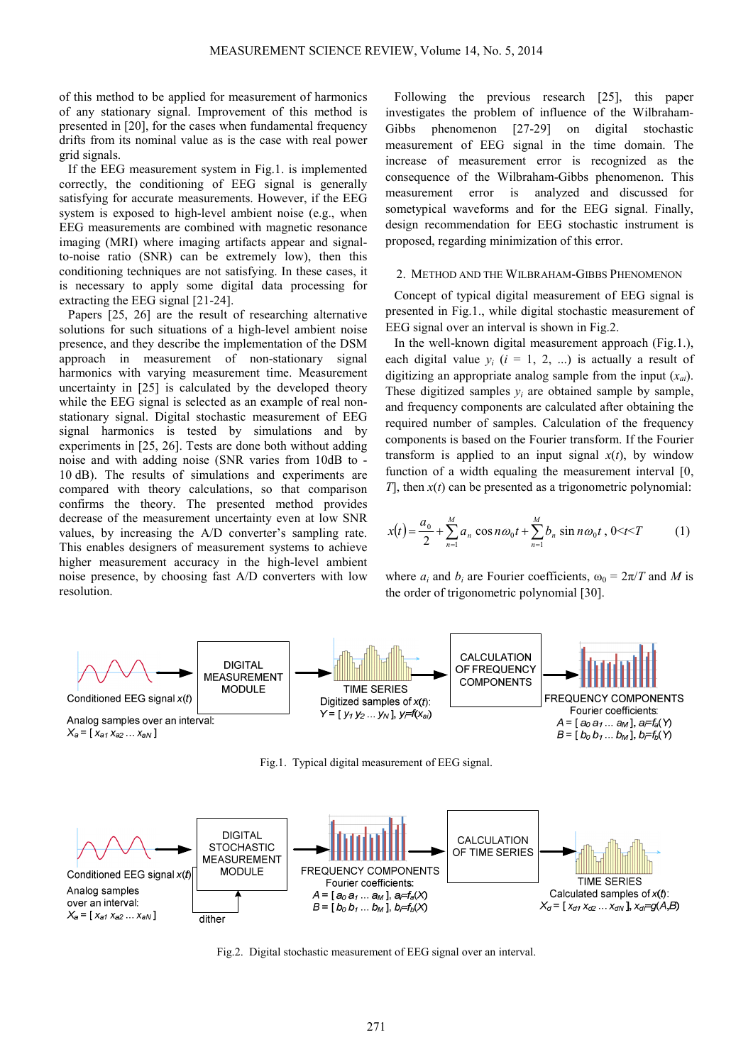of this method to be applied for measurement of harmonics of any stationary signal. Improvement of this method is presented in [20], for the cases when fundamental frequency drifts from its nominal value as is the case with real power grid signals.

If the EEG measurement system in Fig.1. is implemented correctly, the conditioning of EEG signal is generally satisfying for accurate measurements. However, if the EEG system is exposed to high-level ambient noise (e.g., when EEG measurements are combined with magnetic resonance imaging (MRI) where imaging artifacts appear and signal-to-noise ratio (SNR) can be extremely low), then this conditioning techniques are not satisfying. In these cases, it is necessary to apply some digital data processing for extracting the EEG signal [21-24].

Papers [25, 26] are the result of researching alternative solutions for such situations of a high-level ambient noise presence, and they describe the implementation of the DSM approach in measurement of non-stationary signal harmonics with varying measurement time. Measurement uncertainty in [25] is calculated by the developed theory while the EEG signal is selected as an example of real non-stationary signal. Digital stochastic measurement of EEG signal harmonics is tested by simulations and by experiments in [25, 26]. Tests are done both without adding noise and with adding noise (SNR varies from 10dB to -10 dB). The results of simulations and experiments are compared with theory calculations, so that comparison confirms the theory. The presented method provides decrease of the measurement uncertainty even at low SNR values, by increasing the A/D converter's sampling rate. This enables designers of measurement systems to achieve higher measurement accuracy in the high-level ambient noise presence, by choosing fast A/D converters with low resolution.

Following the previous research [25], this paper investigates the problem of influence of the Wilbraham-Gibbs phenomenon [27-29] on digital stochastic measurement of EEG signal in the time domain. The increase of measurement error is recognized as the consequence of the Wilbraham-Gibbs phenomenon. This measurement error is analyzed and discussed for sometypical waveforms and for the EEG signal. Finally, design recommendation for EEG stochastic instrument is proposed, regarding minimization of this error.

## 2. Method and the Wilbraham-Gibbs Phenomenon

Concept of typical digital measurement of EEG signal is presented in Fig.1., while digital stochastic measurement of EEG signal over an interval is shown in Fig.2.

In the well-known digital measurement approach (Fig.1.), each digital value $y_i$ ($i$ = 1, 2, ...) is actually a result of digitizing an appropriate analog sample from the input ($x_{ai}$). These digitized samples $y_i$ are obtained sample by sample, and frequency components are calculated after obtaining the required number of samples. Calculation of the frequency components is based on the Fourier transform. If the Fourier transform is applied to an input signal $x(t)$, by window function of a width equaling the measurement interval [0, $T$], then $x(t)$ can be presented as a trigonometric polynomial:

$$x(t) = \frac{a_0}{2} + \sum_{n=1}^{M} a_n \cos n\omega_0 t + \sum_{n=1}^{M} b_n \sin n\omega_0 t \,, \; 0<t<T \qquad (1)$$

where $a_i$ and $b_i$ are Fourier coefficients, $\omega_0 = 2\pi/T$ and $M$ is the order of trigonometric polynomial [30].

Conditioned EEG signal $x(t)$ → DIGITAL MEASUREMENT MODULE → TIME SERIES → CALCULATION OF FREQUENCY COMPONENTS → FREQUENCY COMPONENTS

Analog samples over an interval: $X_a = [\, x_{a1}\, x_{a2} \ldots x_{aN} \,]$

TIME SERIES: Digitized samples of $x(t)$: $Y = [\, y_1\, y_2 \ldots y_N \,]$, $y_i = f(x_{ai})$

FREQUENCY COMPONENTS: Fourier coefficients: $A = [\, a_0\, a_1 \ldots a_M \,]$, $a_i = f_a(Y)$; $B = [\, b_0\, b_1 \ldots b_M \,]$, $b_i = f_b(Y)$

Fig.1. Typical digital measurement of EEG signal.

Conditioned EEG signal $x(t)$ → DIGITAL STOCHASTIC MEASUREMENT MODULE (dither) → FREQUENCY COMPONENTS → CALCULATION OF TIME SERIES → TIME SERIES

Analog samples over an interval: $X_a = [\, x_{a1}\, x_{a2} \ldots x_{aN} \,]$

FREQUENCY COMPONENTS: Fourier coefficients: $A = [\, a_0\, a_1 \ldots a_M \,]$, $a_i = f_a(X)$; $B = [\, b_0\, b_1 \ldots b_M \,]$, $b_i = f_b(X)$

TIME SERIES: Calculated samples of $x(t)$: $X_d = [\, x_{d1}\, x_{d2} \ldots x_{dN} \,]$, $x_{di} = g(A,B)$

Fig.2. Digital stochastic measurement of EEG signal over an interval.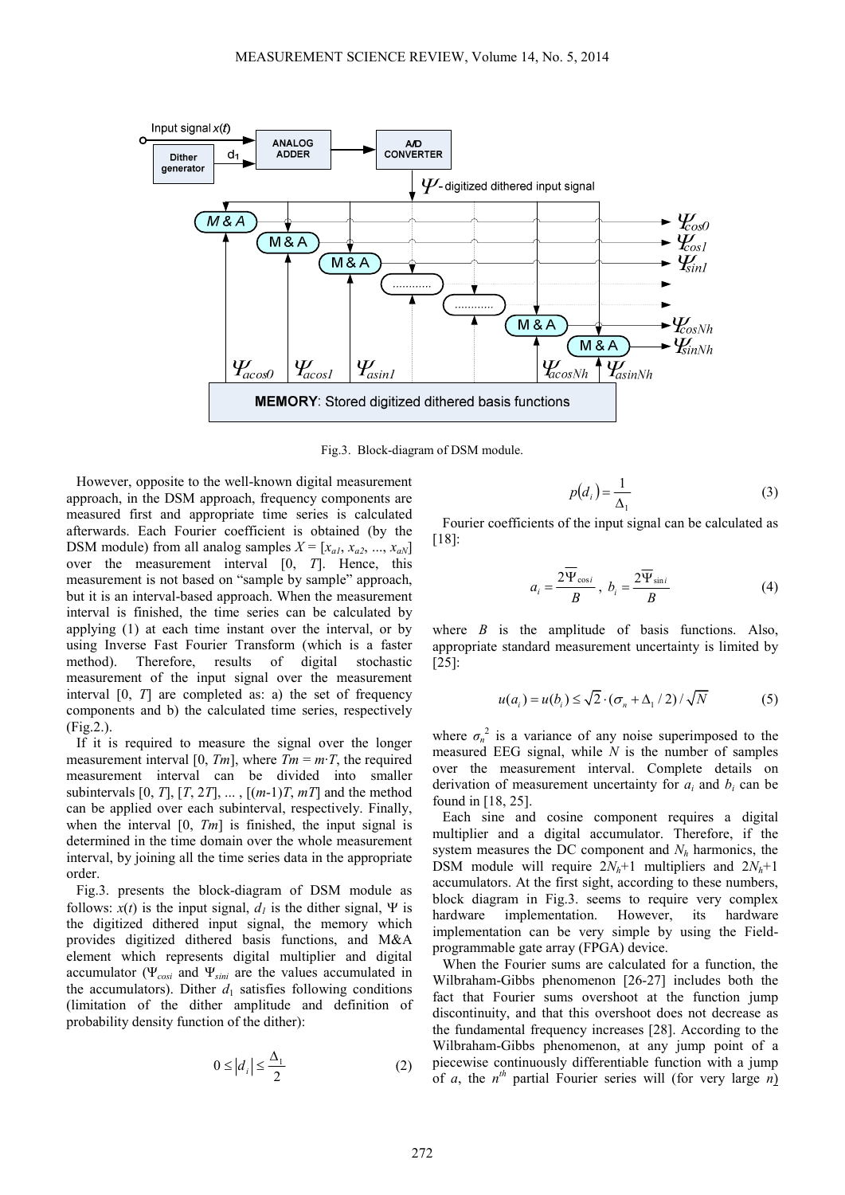Fig.3. Block-diagram of DSM module.

However, opposite to the well-known digital measurement approach, in the DSM approach, frequency components are measured first and appropriate time series is calculated afterwards. Each Fourier coefficient is obtained (by the DSM module) from all analog samples $X = [x_{a1}, x_{a2}, ..., x_{aN}]$ over the measurement interval $[0, T]$. Hence, this measurement is not based on "sample by sample" approach, but it is an interval-based approach. When the measurement interval is finished, the time series can be calculated by applying (1) at each time instant over the interval, or by using Inverse Fast Fourier Transform (which is a faster method). Therefore, results of digital stochastic measurement of the input signal over the measurement interval $[0, T]$ are completed as: a) the set of frequency components and b) the calculated time series, respectively (Fig.2.).

If it is required to measure the signal over the longer measurement interval $[0, Tm]$, where $Tm = m \cdot T$, the required measurement interval can be divided into smaller subintervals $[0, T]$, $[T, 2T]$, ... , $[(m-1)T, mT]$ and the method can be applied over each subinterval, respectively. Finally, when the interval $[0, Tm]$ is finished, the input signal is determined in the time domain over the whole measurement interval, by joining all the time series data in the appropriate order.

Fig.3. presents the block-diagram of DSM module as follows: $x(t)$ is the input signal, $d_1$ is the dither signal, $\Psi$ is the digitized dithered input signal, the memory which provides digitized dithered basis functions, and M&A element which represents digital multiplier and digital accumulator ($\Psi_{cosi}$ and $\Psi_{sini}$ are the values accumulated in the accumulators). Dither $d_1$ satisfies following conditions (limitation of the dither amplitude and definition of probability density function of the dither):

$$0 \le |d_i| \le \frac{\Delta_1}{2} \tag{2}$$

$$p(d_i) = \frac{1}{\Delta_1} \tag{3}$$

Fourier coefficients of the input signal can be calculated as [18]:

$$a_i = \frac{2\overline{\Psi}_{\cos i}}{B}, \; b_i = \frac{2\overline{\Psi}_{\sin i}}{B} \tag{4}$$

where $B$ is the amplitude of basis functions. Also, appropriate standard measurement uncertainty is limited by [25]:

$$u(a_i) = u(b_i) \le \sqrt{2} \cdot (\sigma_n + \Delta_1 / 2) / \sqrt{N} \tag{5}$$

where $\sigma_n^2$ is a variance of any noise superimposed to the measured EEG signal, while $N$ is the number of samples over the measurement interval. Complete details on derivation of measurement uncertainty for $a_i$ and $b_i$ can be found in [18, 25].

Each sine and cosine component requires a digital multiplier and a digital accumulator. Therefore, if the system measures the DC component and $N_h$ harmonics, the DSM module will require $2N_h+1$ multipliers and $2N_h+1$ accumulators. At the first sight, according to these numbers, block diagram in Fig.3. seems to require very complex hardware implementation. However, its hardware implementation can be very simple by using the Field-programmable gate array (FPGA) device.

When the Fourier sums are calculated for a function, the Wilbraham-Gibbs phenomenon [26-27] includes both the fact that Fourier sums overshoot at the function jump discontinuity, and that this overshoot does not decrease as the fundamental frequency increases [28]. According to the Wilbraham-Gibbs phenomenon, at any jump point of a piecewise continuously differentiable function with a jump of $a$, the $n^{th}$ partial Fourier series will (for very large $n$)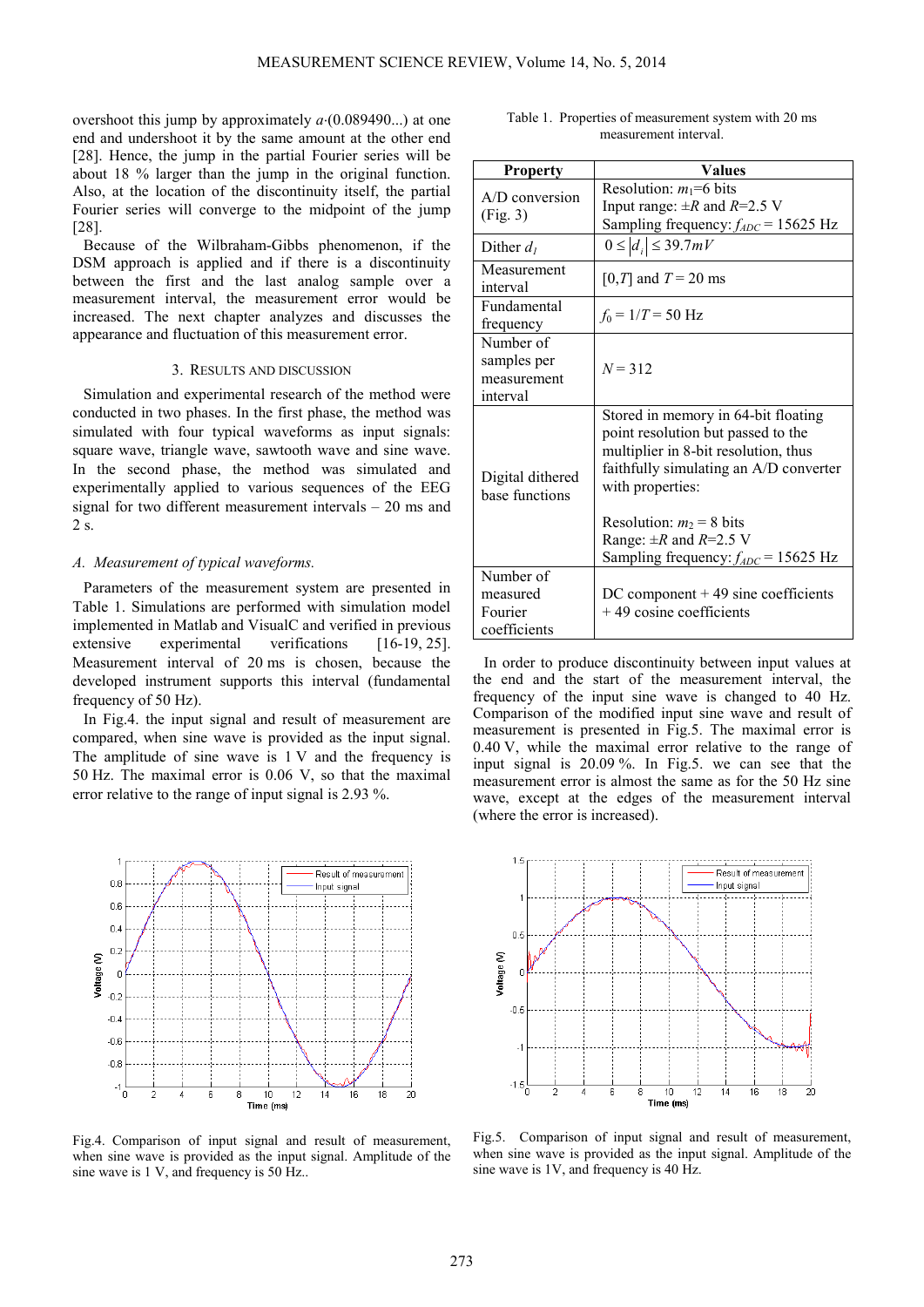overshoot this jump by approximately $a\cdot(0.089490...)$ at one end and undershoot it by the same amount at the other end [28]. Hence, the jump in the partial Fourier series will be about 18 % larger than the jump in the original function. Also, at the location of the discontinuity itself, the partial Fourier series will converge to the midpoint of the jump [28].

Because of the Wilbraham-Gibbs phenomenon, if the DSM approach is applied and if there is a discontinuity between the first and the last analog sample over a measurement interval, the measurement error would be increased. The next chapter analyzes and discusses the appearance and fluctuation of this measurement error.

## 3. Results and discussion

Simulation and experimental research of the method were conducted in two phases. In the first phase, the method was simulated with four typical waveforms as input signals: square wave, triangle wave, sawtooth wave and sine wave. In the second phase, the method was simulated and experimentally applied to various sequences of the EEG signal for two different measurement intervals – 20 ms and 2 s.

### A. *Measurement of typical waveforms.*

Parameters of the measurement system are presented in Table 1. Simulations are performed with simulation model implemented in Matlab and VisualC and verified in previous extensive experimental verifications [16-19, 25]. Measurement interval of 20 ms is chosen, because the developed instrument supports this interval (fundamental frequency of 50 Hz).

In Fig.4. the input signal and result of measurement are compared, when sine wave is provided as the input signal. The amplitude of sine wave is 1 V and the frequency is 50 Hz. The maximal error is 0.06 V, so that the maximal error relative to the range of input signal is 2.93 %.

Table 1. Properties of measurement system with 20 ms measurement interval.

| Property | Values |
|---|---|
| A/D conversion (Fig. 3) | Resolution: $m_1$=6 bits<br>Input range: $\pm R$ and $R$=2.5 V<br>Sampling frequency: $f_{ADC}$ = 15625 Hz |
| Dither $d_l$ | $0 \leq \lvert d_i \rvert \leq 39.7mV$ |
| Measurement interval | $[0,T]$ and $T$ = 20 ms |
| Fundamental frequency | $f_0 = 1/T$ = 50 Hz |
| Number of samples per measurement interval | $N$ = 312 |
| Digital dithered base functions | Stored in memory in 64-bit floating point resolution but passed to the multiplier in 8-bit resolution, thus faithfully simulating an A/D converter with properties:<br><br>Resolution: $m_2$ = 8 bits<br>Range: $\pm R$ and $R$=2.5 V<br>Sampling frequency: $f_{ADC}$ = 15625 Hz |
| Number of measured Fourier coefficients | DC component + 49 sine coefficients + 49 cosine coefficients |

In order to produce discontinuity between input values at the end and the start of the measurement interval, the frequency of the input sine wave is changed to 40 Hz. Comparison of the modified input sine wave and result of measurement is presented in Fig.5. The maximal error is 0.40 V, while the maximal error relative to the range of input signal is 20.09 %. In Fig.5. we can see that the measurement error is almost the same as for the 50 Hz sine wave, except at the edges of the measurement interval (where the error is increased).

Fig.4. Comparison of input signal and result of measurement, when sine wave is provided as the input signal. Amplitude of the sine wave is 1 V, and frequency is 50 Hz..

Fig.5. Comparison of input signal and result of measurement, when sine wave is provided as the input signal. Amplitude of the sine wave is 1V, and frequency is 40 Hz.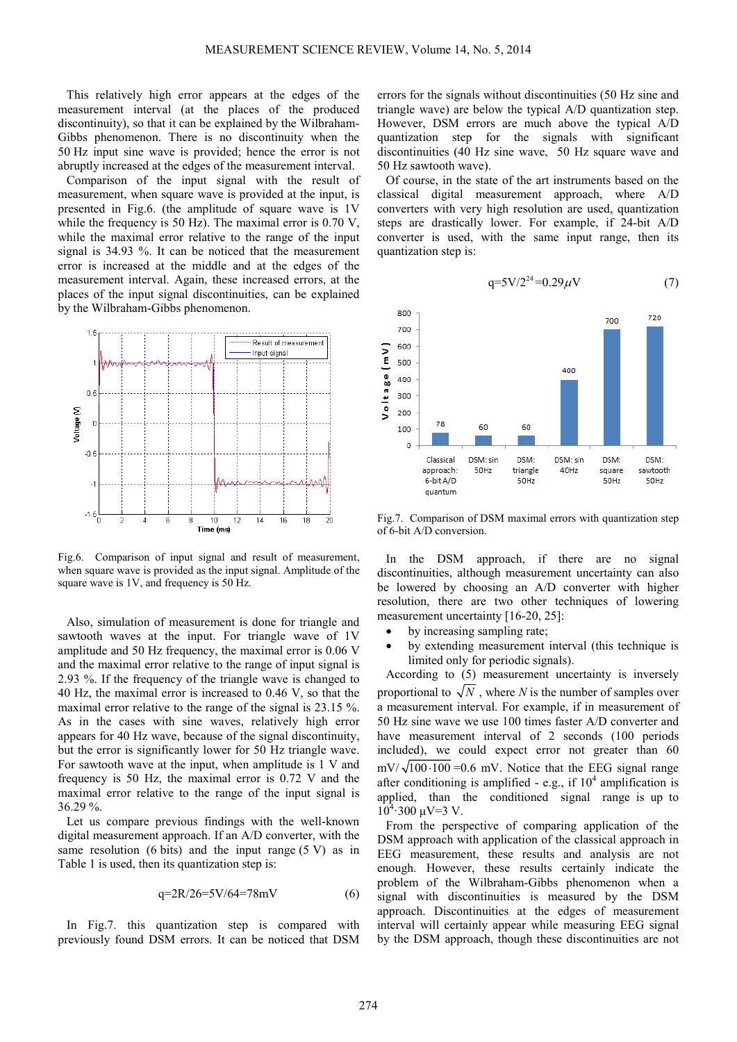This relatively high error appears at the edges of the measurement interval (at the places of the produced discontinuity), so that it can be explained by the Wilbraham-Gibbs phenomenon. There is no discontinuity when the 50 Hz input sine wave is provided; hence the error is not abruptly increased at the edges of the measurement interval.

Comparison of the input signal with the result of measurement, when square wave is provided at the input, is presented in Fig.6. (the amplitude of square wave is 1V while the frequency is 50 Hz). The maximal error is 0.70 V, while the maximal error relative to the range of the input signal is 34.93 %. It can be noticed that the measurement error is increased at the middle and at the edges of the measurement interval. Again, these increased errors, at the places of the input signal discontinuities, can be explained by the Wilbraham-Gibbs phenomenon.

Fig.6. Comparison of input signal and result of measurement, when square wave is provided as the input signal. Amplitude of the square wave is 1V, and frequency is 50 Hz.

Also, simulation of measurement is done for triangle and sawtooth waves at the input. For triangle wave of 1V amplitude and 50 Hz frequency, the maximal error is 0.06 V and the maximal error relative to the range of input signal is 2.93 %. If the frequency of the triangle wave is changed to 40 Hz, the maximal error is increased to 0.46 V, so that the maximal error relative to the range of the signal is 23.15 %. As in the cases with sine waves, relatively high error appears for 40 Hz wave, because of the signal discontinuity, but the error is significantly lower for 50 Hz triangle wave. For sawtooth wave at the input, when amplitude is 1 V and frequency is 50 Hz, the maximal error is 0.72 V and the maximal error relative to the range of the input signal is 36.29 %.

Let us compare previous findings with the well-known digital measurement approach. If an A/D converter, with the same resolution (6 bits) and the input range (5 V) as in Table 1 is used, then its quantization step is:

$$q=2R/2^6=5V/64=78mV \tag{6}$$

In Fig.7. this quantization step is compared with previously found DSM errors. It can be noticed that DSM errors for the signals without discontinuities (50 Hz sine and triangle wave) are below the typical A/D quantization step. However, DSM errors are much above the typical A/D quantization step for the signals with significant discontinuities (40 Hz sine wave, 50 Hz square wave and 50 Hz sawtooth wave).

Of course, in the state of the art instruments based on the classical digital measurement approach, where A/D converters with very high resolution are used, quantization steps are drastically lower. For example, if 24-bit A/D converter is used, with the same input range, then its quantization step is:

$$q=5V/2^{24}=0.29\mu V \tag{7}$$

Fig.7. Comparison of DSM maximal errors with quantization step of 6-bit A/D conversion.

In the DSM approach, if there are no signal discontinuities, although measurement uncertainty can also be lowered by choosing an A/D converter with higher resolution, there are two other techniques of lowering measurement uncertainty [16-20, 25]:

- by increasing sampling rate;
- by extending measurement interval (this technique is limited only for periodic signals).

According to (5) measurement uncertainty is inversely proportional to $\sqrt{N}$ , where $N$ is the number of samples over a measurement interval. For example, if in measurement of 50 Hz sine wave we use 100 times faster A/D converter and have measurement interval of 2 seconds (100 periods included), we could expect error not greater than 60 mV/$\sqrt{100 \cdot 100}$ =0.6 mV. Notice that the EEG signal range after conditioning is amplified - e.g., if $10^4$ amplification is applied, than the conditioned signal range is up to $10^4 \cdot 300$ μV=3 V.

From the perspective of comparing application of the DSM approach with application of the classical approach in EEG measurement, these results and analysis are not enough. However, these results certainly indicate the problem of the Wilbraham-Gibbs phenomenon when a signal with discontinuities is measured by the DSM approach. Discontinuities at the edges of measurement interval will certainly appear while measuring EEG signal by the DSM approach, though these discontinuities are not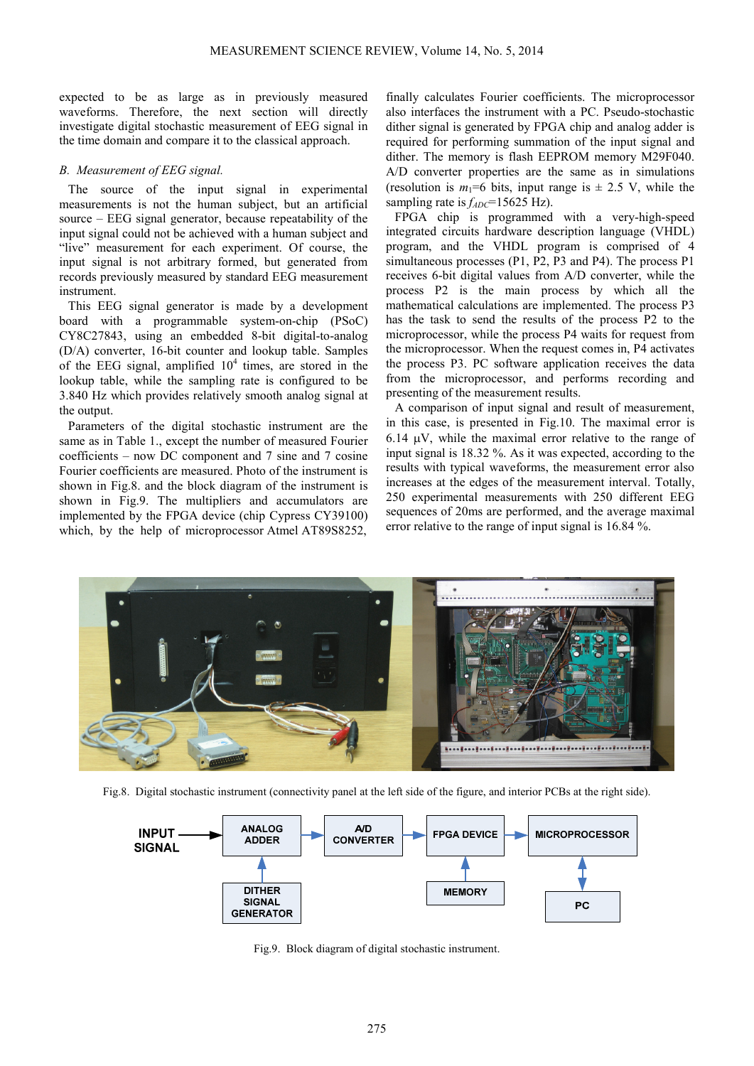expected to be as large as in previously measured waveforms. Therefore, the next section will directly investigate digital stochastic measurement of EEG signal in the time domain and compare it to the classical approach.

### *B. Measurement of EEG signal.*

The source of the input signal in experimental measurements is not the human subject, but an artificial source – EEG signal generator, because repeatability of the input signal could not be achieved with a human subject and "live" measurement for each experiment. Of course, the input signal is not arbitrary formed, but generated from records previously measured by standard EEG measurement instrument.

This EEG signal generator is made by a development board with a programmable system-on-chip (PSoC) CY8C27843, using an embedded 8-bit digital-to-analog (D/A) converter, 16-bit counter and lookup table. Samples of the EEG signal, amplified $10^4$ times, are stored in the lookup table, while the sampling rate is configured to be 3.840 Hz which provides relatively smooth analog signal at the output.

Parameters of the digital stochastic instrument are the same as in Table 1., except the number of measured Fourier coefficients – now DC component and 7 sine and 7 cosine Fourier coefficients are measured. Photo of the instrument is shown in Fig.8. and the block diagram of the instrument is shown in Fig.9. The multipliers and accumulators are implemented by the FPGA device (chip Cypress CY39100) which, by the help of microprocessor Atmel AT89S8252, finally calculates Fourier coefficients. The microprocessor also interfaces the instrument with a PC. Pseudo-stochastic dither signal is generated by FPGA chip and analog adder is required for performing summation of the input signal and dither. The memory is flash EEPROM memory M29F040. A/D converter properties are the same as in simulations (resolution is $m_1$=6 bits, input range is ± 2.5 V, while the sampling rate is $f_{ADC}$=15625 Hz).

FPGA chip is programmed with a very-high-speed integrated circuits hardware description language (VHDL) program, and the VHDL program is comprised of 4 simultaneous processes (P1, P2, P3 and P4). The process P1 receives 6-bit digital values from A/D converter, while the process P2 is the main process by which all the mathematical calculations are implemented. The process P3 has the task to send the results of the process P2 to the microprocessor, while the process P4 waits for request from the microprocessor. When the request comes in, P4 activates the process P3. PC software application receives the data from the microprocessor, and performs recording and presenting of the measurement results.

A comparison of input signal and result of measurement, in this case, is presented in Fig.10. The maximal error is 6.14 μV, while the maximal error relative to the range of input signal is 18.32 %. As it was expected, according to the results with typical waveforms, the measurement error also increases at the edges of the measurement interval. Totally, 250 experimental measurements with 250 different EEG sequences of 20ms are performed, and the average maximal error relative to the range of input signal is 16.84 %.

Fig.8. Digital stochastic instrument (connectivity panel at the left side of the figure, and interior PCBs at the right side).

INPUT SIGNAL → ANALOG ADDER → A/D CONVERTER → FPGA DEVICE → MICROPROCESSOR

DITHER SIGNAL GENERATOR → ANALOG ADDER; MEMORY ↔ FPGA DEVICE; PC ↔ MICROPROCESSOR

Fig.9. Block diagram of digital stochastic instrument.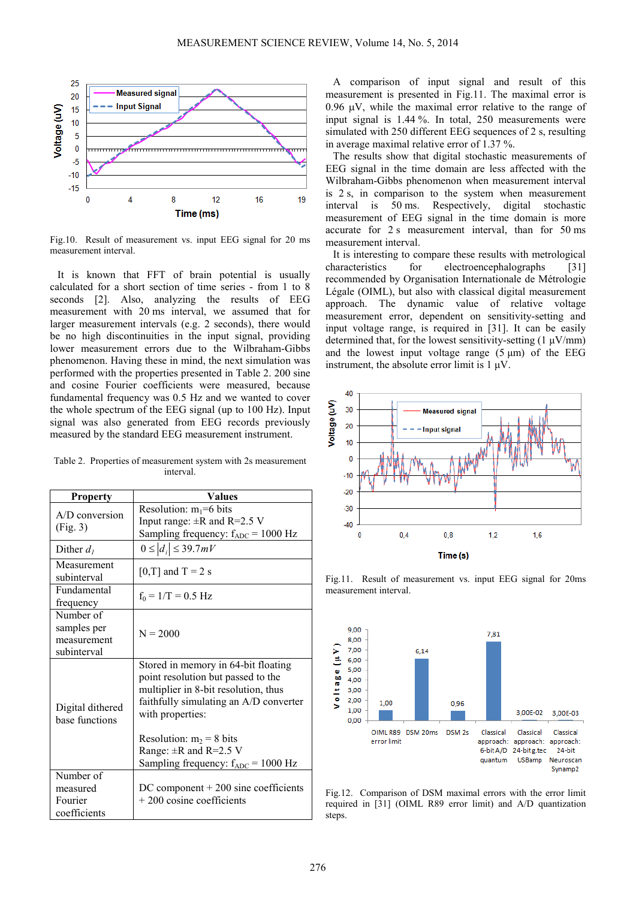Fig.10. Result of measurement vs. input EEG signal for 20 ms measurement interval.

It is known that FFT of brain potential is usually calculated for a short section of time series - from 1 to 8 seconds [2]. Also, analyzing the results of EEG measurement with 20 ms interval, we assumed that for larger measurement intervals (e.g. 2 seconds), there would be no high discontinuities in the input signal, providing lower measurement errors due to the Wilbraham-Gibbs phenomenon. Having these in mind, the next simulation was performed with the properties presented in Table 2. 200 sine and cosine Fourier coefficients were measured, because fundamental frequency was 0.5 Hz and we wanted to cover the whole spectrum of the EEG signal (up to 100 Hz). Input signal was also generated from EEG records previously measured by the standard EEG measurement instrument.

Table 2. Properties of measurement system with 2s measurement interval.

| Property | Values |
|---|---|
| A/D conversion (Fig. 3) | Resolution: $m_1$=6 bits<br>Input range: ±R and R=2.5 V<br>Sampling frequency: $f_{ADC}$ = 1000 Hz |
| Dither $d_l$ | $0 \leq \|d_l\| \leq 39.7mV$ |
| Measurement subinterval | [0,T] and T = 2 s |
| Fundamental frequency | $f_0 = 1/T = 0.5$ Hz |
| Number of samples per measurement subinterval | N = 2000 |
| Digital dithered base functions | Stored in memory in 64-bit floating point resolution but passed to the multiplier in 8-bit resolution, thus faithfully simulating an A/D converter with properties:<br><br>Resolution: $m_2$ = 8 bits<br>Range: ±R and R=2.5 V<br>Sampling frequency: $f_{ADC}$ = 1000 Hz |
| Number of measured Fourier coefficients | DC component + 200 sine coefficients + 200 cosine coefficients |

A comparison of input signal and result of this measurement is presented in Fig.11. The maximal error is 0.96 µV, while the maximal error relative to the range of input signal is 1.44 %. In total, 250 measurements were simulated with 250 different EEG sequences of 2 s, resulting in average maximal relative error of 1.37 %.

The results show that digital stochastic measurements of EEG signal in the time domain are less affected with the Wilbraham-Gibbs phenomenon when measurement interval is 2 s, in comparison to the system when measurement interval is 50 ms. Respectively, digital stochastic measurement of EEG signal in the time domain is more accurate for 2 s measurement interval, than for 50 ms measurement interval.

It is interesting to compare these results with metrological characteristics for electroencephalographs [31] recommended by Organisation Internationale de Métrologie Légale (OIML), but also with classical digital measurement approach. The dynamic value of relative voltage measurement error, dependent on sensitivity-setting and input voltage range, is required in [31]. It can be easily determined that, for the lowest sensitivity-setting (1 µV/mm) and the lowest input voltage range (5 µm) of the EEG instrument, the absolute error limit is 1 µV.

Fig.11. Result of measurement vs. input EEG signal for 20ms measurement interval.

Fig.12. Comparison of DSM maximal errors with the error limit required in [31] (OIML R89 error limit) and A/D quantization steps.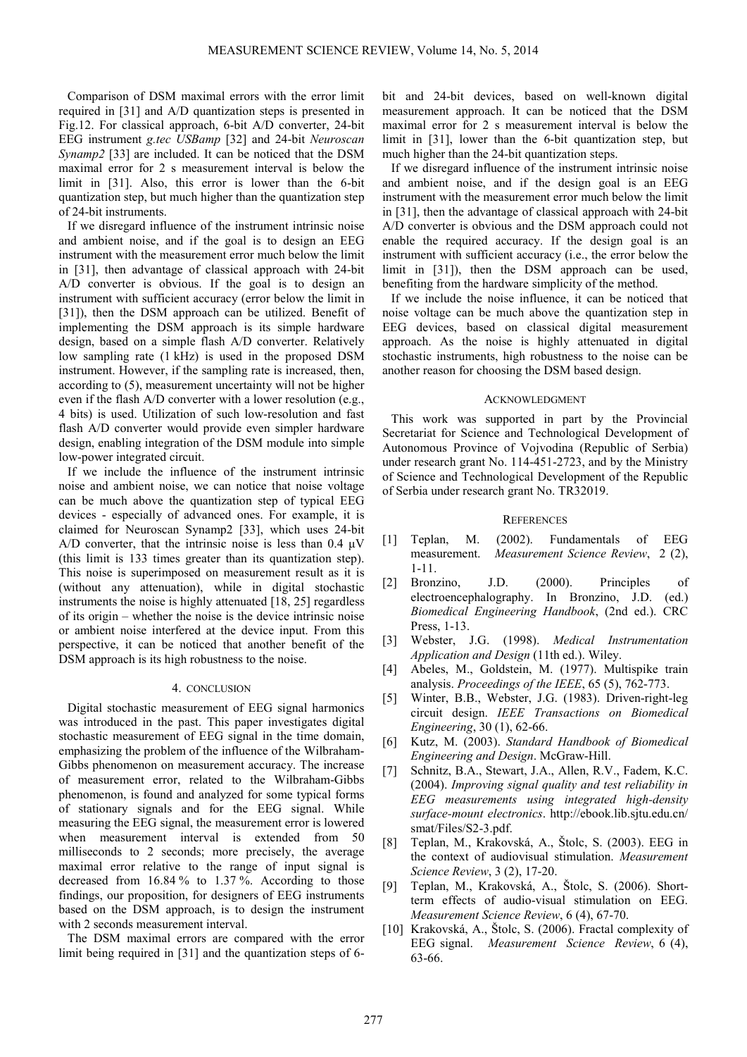Comparison of DSM maximal errors with the error limit required in [31] and A/D quantization steps is presented in Fig.12. For classical approach, 6-bit A/D converter, 24-bit EEG instrument *g.tec USBamp* [32] and 24-bit *Neuroscan Synamp2* [33] are included. It can be noticed that the DSM maximal error for 2 s measurement interval is below the limit in [31]. Also, this error is lower than the 6-bit quantization step, but much higher than the quantization step of 24-bit instruments.

If we disregard influence of the instrument intrinsic noise and ambient noise, and if the goal is to design an EEG instrument with the measurement error much below the limit in [31], then advantage of classical approach with 24-bit A/D converter is obvious. If the goal is to design an instrument with sufficient accuracy (error below the limit in [31]), then the DSM approach can be utilized. Benefit of implementing the DSM approach is its simple hardware design, based on a simple flash A/D converter. Relatively low sampling rate (1 kHz) is used in the proposed DSM instrument. However, if the sampling rate is increased, then, according to (5), measurement uncertainty will not be higher even if the flash A/D converter with a lower resolution (e.g., 4 bits) is used. Utilization of such low-resolution and fast flash A/D converter would provide even simpler hardware design, enabling integration of the DSM module into simple low-power integrated circuit.

If we include the influence of the instrument intrinsic noise and ambient noise, we can notice that noise voltage can be much above the quantization step of typical EEG devices - especially of advanced ones. For example, it is claimed for Neuroscan Synamp2 [33], which uses 24-bit A/D converter, that the intrinsic noise is less than 0.4 μV (this limit is 133 times greater than its quantization step). This noise is superimposed on measurement result as it is (without any attenuation), while in digital stochastic instruments the noise is highly attenuated [18, 25] regardless of its origin – whether the noise is the device intrinsic noise or ambient noise interfered at the device input. From this perspective, it can be noticed that another benefit of the DSM approach is its high robustness to the noise.

## 4. CONCLUSION

Digital stochastic measurement of EEG signal harmonics was introduced in the past. This paper investigates digital stochastic measurement of EEG signal in the time domain, emphasizing the problem of the influence of the Wilbraham-Gibbs phenomenon on measurement accuracy. The increase of measurement error, related to the Wilbraham-Gibbs phenomenon, is found and analyzed for some typical forms of stationary signals and for the EEG signal. While measuring the EEG signal, the measurement error is lowered when measurement interval is extended from 50 milliseconds to 2 seconds; more precisely, the average maximal error relative to the range of input signal is decreased from 16.84 % to 1.37 %. According to those findings, our proposition, for designers of EEG instruments based on the DSM approach, is to design the instrument with 2 seconds measurement interval.

The DSM maximal errors are compared with the error limit being required in [31] and the quantization steps of 6-bit and 24-bit devices, based on well-known digital measurement approach. It can be noticed that the DSM maximal error for 2 s measurement interval is below the limit in [31], lower than the 6-bit quantization step, but much higher than the 24-bit quantization steps.

If we disregard influence of the instrument intrinsic noise and ambient noise, and if the design goal is an EEG instrument with the measurement error much below the limit in [31], then the advantage of classical approach with 24-bit A/D converter is obvious and the DSM approach could not enable the required accuracy. If the design goal is an instrument with sufficient accuracy (i.e., the error below the limit in [31]), then the DSM approach can be used, benefiting from the hardware simplicity of the method.

If we include the noise influence, it can be noticed that noise voltage can be much above the quantization step in EEG devices, based on classical digital measurement approach. As the noise is highly attenuated in digital stochastic instruments, high robustness to the noise can be another reason for choosing the DSM based design.

## ACKNOWLEDGMENT

This work was supported in part by the Provincial Secretariat for Science and Technological Development of Autonomous Province of Vojvodina (Republic of Serbia) under research grant No. 114-451-2723, and by the Ministry of Science and Technological Development of the Republic of Serbia under research grant No. TR32019.

## REFERENCES

[1] Teplan, M. (2002). Fundamentals of EEG measurement. *Measurement Science Review*, 2 (2), 1-11.

[2] Bronzino, J.D. (2000). Principles of electroencephalography. In Bronzino, J.D. (ed.) *Biomedical Engineering Handbook*, (2nd ed.). CRC Press, 1-13.

[3] Webster, J.G. (1998). *Medical Instrumentation Application and Design* (11th ed.). Wiley.

[4] Abeles, M., Goldstein, M. (1977). Multispike train analysis. *Proceedings of the IEEE*, 65 (5), 762-773.

[5] Winter, B.B., Webster, J.G. (1983). Driven-right-leg circuit design. *IEEE Transactions on Biomedical Engineering*, 30 (1), 62-66.

[6] Kutz, M. (2003). *Standard Handbook of Biomedical Engineering and Design*. McGraw-Hill.

[7] Schnitz, B.A., Stewart, J.A., Allen, R.V., Fadem, K.C. (2004). *Improving signal quality and test reliability in EEG measurements using integrated high-density surface-mount electronics*. http://ebook.lib.sjtu.edu.cn/smat/Files/S2-3.pdf.

[8] Teplan, M., Krakovská, A., Štolc, S. (2003). EEG in the context of audiovisual stimulation. *Measurement Science Review*, 3 (2), 17-20.

[9] Teplan, M., Krakovská, A., Štolc, S. (2006). Short-term effects of audio-visual stimulation on EEG. *Measurement Science Review*, 6 (4), 67-70.

[10] Krakovská, A., Štolc, S. (2006). Fractal complexity of EEG signal. *Measurement Science Review*, 6 (4), 63-66.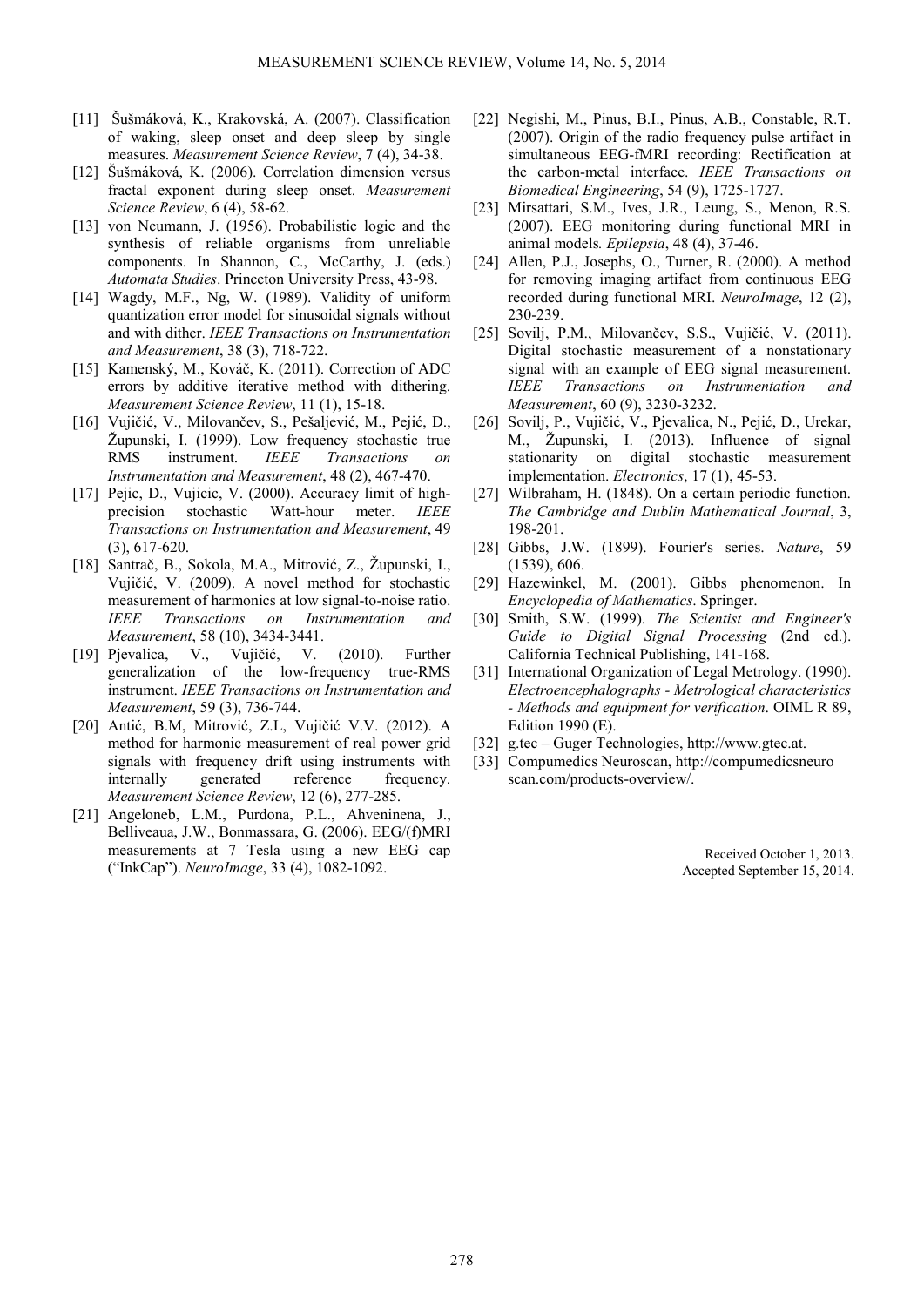[11] Šušmáková, K., Krakovská, A. (2007). Classification of waking, sleep onset and deep sleep by single measures. *Measurement Science Review*, 7 (4), 34-38.

[12] Šušmáková, K. (2006). Correlation dimension versus fractal exponent during sleep onset. *Measurement Science Review*, 6 (4), 58-62.

[13] von Neumann, J. (1956). Probabilistic logic and the synthesis of reliable organisms from unreliable components. In Shannon, C., McCarthy, J. (eds.) *Automata Studies*. Princeton University Press, 43-98.

[14] Wagdy, M.F., Ng, W. (1989). Validity of uniform quantization error model for sinusoidal signals without and with dither. *IEEE Transactions on Instrumentation and Measurement*, 38 (3), 718-722.

[15] Kamenský, M., Kováč, K. (2011). Correction of ADC errors by additive iterative method with dithering. *Measurement Science Review*, 11 (1), 15-18.

[16] Vujičić, V., Milovančev, S., Pešaljević, M., Pejić, D., Župunski, I. (1999). Low frequency stochastic true RMS instrument. *IEEE Transactions on Instrumentation and Measurement*, 48 (2), 467-470.

[17] Pejic, D., Vujicic, V. (2000). Accuracy limit of high-precision stochastic Watt-hour meter. *IEEE Transactions on Instrumentation and Measurement*, 49 (3), 617-620.

[18] Santrač, B., Sokola, M.A., Mitrović, Z., Župunski, I., Vujičić, V. (2009). A novel method for stochastic measurement of harmonics at low signal-to-noise ratio. *IEEE Transactions on Instrumentation and Measurement*, 58 (10), 3434-3441.

[19] Pjevalica, V., Vujičić, V. (2010). Further generalization of the low-frequency true-RMS instrument. *IEEE Transactions on Instrumentation and Measurement*, 59 (3), 736-744.

[20] Antić, B.M, Mitrović, Z.L, Vujičić V.V. (2012). A method for harmonic measurement of real power grid signals with frequency drift using instruments with internally generated reference frequency. *Measurement Science Review*, 12 (6), 277-285.

[21] Angeloneb, L.M., Purdona, P.L., Ahveninena, J., Belliveaua, J.W., Bonmassara, G. (2006). EEG/(f)MRI measurements at 7 Tesla using a new EEG cap ("InkCap"). *NeuroImage*, 33 (4), 1082-1092.

[22] Negishi, M., Pinus, B.I., Pinus, A.B., Constable, R.T. (2007). Origin of the radio frequency pulse artifact in simultaneous EEG-fMRI recording: Rectification at the carbon-metal interface. *IEEE Transactions on Biomedical Engineering*, 54 (9), 1725-1727.

[23] Mirsattari, S.M., Ives, J.R., Leung, S., Menon, R.S. (2007). EEG monitoring during functional MRI in animal models. *Epilepsia*, 48 (4), 37-46.

[24] Allen, P.J., Josephs, O., Turner, R. (2000). A method for removing imaging artifact from continuous EEG recorded during functional MRI. *NeuroImage*, 12 (2), 230-239.

[25] Sovilj, P.M., Milovančev, S.S., Vujičić, V. (2011). Digital stochastic measurement of a nonstationary signal with an example of EEG signal measurement. *IEEE Transactions on Instrumentation and Measurement*, 60 (9), 3230-3232.

[26] Sovilj, P., Vujičić, V., Pjevalica, N., Pejić, D., Urekar, M., Župunski, I. (2013). Influence of signal stationarity on digital stochastic measurement implementation. *Electronics*, 17 (1), 45-53.

[27] Wilbraham, H. (1848). On a certain periodic function. *The Cambridge and Dublin Mathematical Journal*, 3, 198-201.

[28] Gibbs, J.W. (1899). Fourier's series. *Nature*, 59 (1539), 606.

[29] Hazewinkel, M. (2001). Gibbs phenomenon. In *Encyclopedia of Mathematics*. Springer.

[30] Smith, S.W. (1999). *The Scientist and Engineer's Guide to Digital Signal Processing* (2nd ed.). California Technical Publishing, 141-168.

[31] International Organization of Legal Metrology. (1990). *Electroencephalographs - Metrological characteristics - Methods and equipment for verification*. OIML R 89, Edition 1990 (E).

[32] g.tec – Guger Technologies, http://www.gtec.at.

[33] Compumedics Neuroscan, http://compumedicsneuroscan.com/products-overview/.

Received October 1, 2013.
Accepted September 15, 2014.